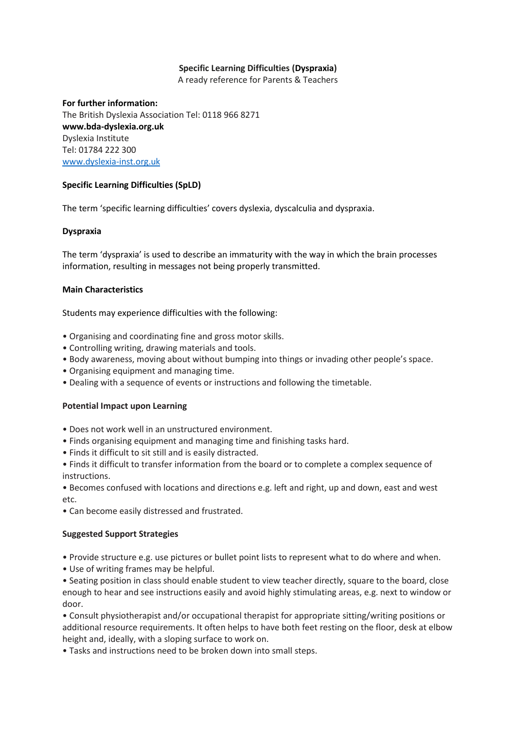# Specific Learning Difficulties (Dyspraxia)

A ready reference for Parents & Teachers

**For further information:**
The British Dyslexia Association Tel: 0118 966 8271
**www.bda-dyslexia.org.uk**
Dyslexia Institute
Tel: 01784 222 300
[www.dyslexia-inst.org.uk](www.dyslexia-inst.org.uk)

## Specific Learning Difficulties (SpLD)

The term 'specific learning difficulties' covers dyslexia, dyscalculia and dyspraxia.

## Dyspraxia

The term 'dyspraxia' is used to describe an immaturity with the way in which the brain processes information, resulting in messages not being properly transmitted.

## Main Characteristics

Students may experience difficulties with the following:

- Organising and coordinating fine and gross motor skills.
- Controlling writing, drawing materials and tools.
- Body awareness, moving about without bumping into things or invading other people's space.
- Organising equipment and managing time.
- Dealing with a sequence of events or instructions and following the timetable.

## Potential Impact upon Learning

- Does not work well in an unstructured environment.
- Finds organising equipment and managing time and finishing tasks hard.
- Finds it difficult to sit still and is easily distracted.
- Finds it difficult to transfer information from the board or to complete a complex sequence of instructions.
- Becomes confused with locations and directions e.g. left and right, up and down, east and west etc.
- Can become easily distressed and frustrated.

## Suggested Support Strategies

- Provide structure e.g. use pictures or bullet point lists to represent what to do where and when.
- Use of writing frames may be helpful.
- Seating position in class should enable student to view teacher directly, square to the board, close enough to hear and see instructions easily and avoid highly stimulating areas, e.g. next to window or door.
- Consult physiotherapist and/or occupational therapist for appropriate sitting/writing positions or additional resource requirements. It often helps to have both feet resting on the floor, desk at elbow height and, ideally, with a sloping surface to work on.
- Tasks and instructions need to be broken down into small steps.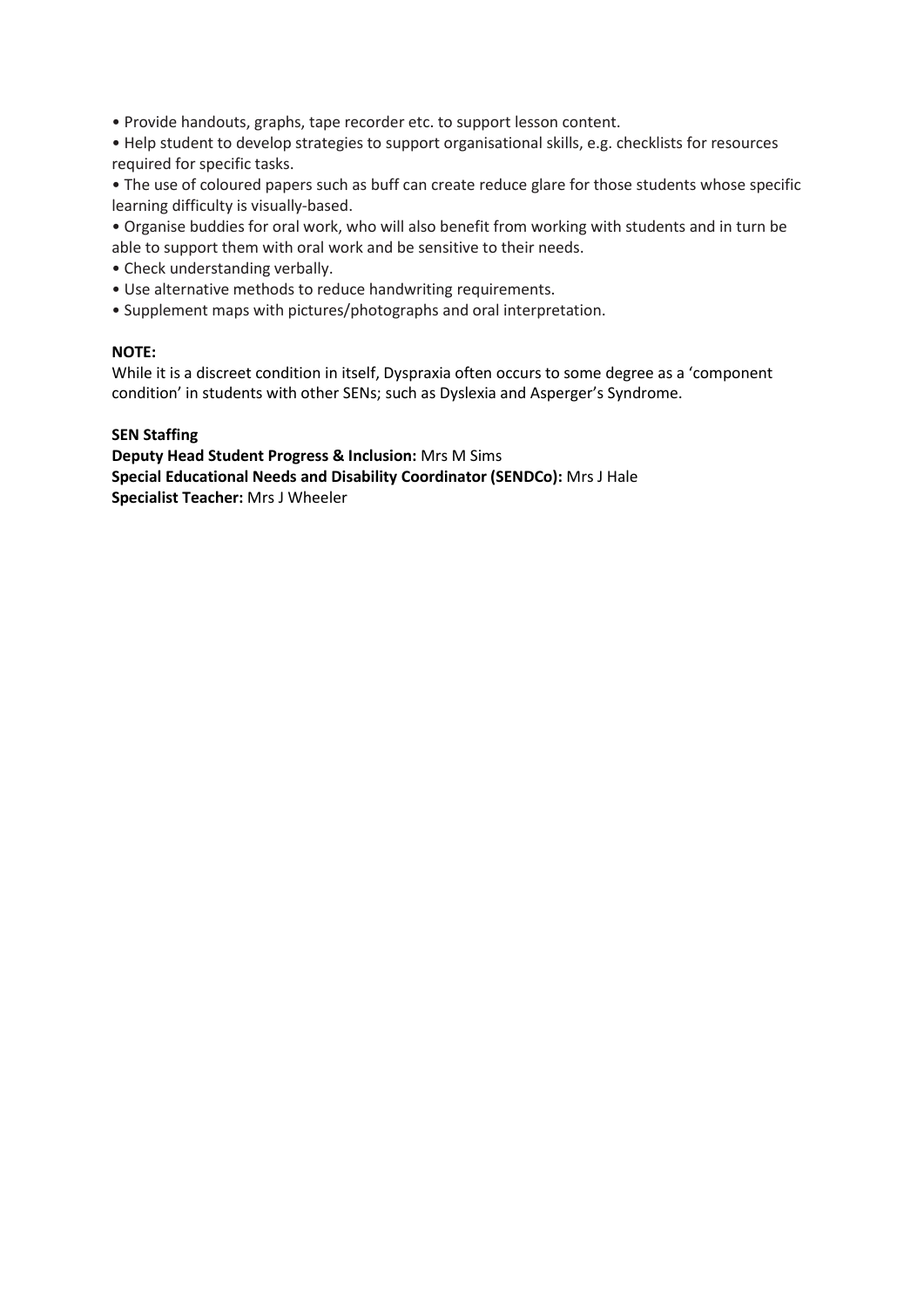- Provide handouts, graphs, tape recorder etc. to support lesson content.
- Help student to develop strategies to support organisational skills, e.g. checklists for resources required for specific tasks.
- The use of coloured papers such as buff can create reduce glare for those students whose specific learning difficulty is visually-based.
- Organise buddies for oral work, who will also benefit from working with students and in turn be able to support them with oral work and be sensitive to their needs.
- Check understanding verbally.
- Use alternative methods to reduce handwriting requirements.
- Supplement maps with pictures/photographs and oral interpretation.

**NOTE:**
While it is a discreet condition in itself, Dyspraxia often occurs to some degree as a 'component condition' in students with other SENs; such as Dyslexia and Asperger's Syndrome.

**SEN Staffing**
**Deputy Head Student Progress & Inclusion:** Mrs M Sims
**Special Educational Needs and Disability Coordinator (SENDCo):** Mrs J Hale
**Specialist Teacher:** Mrs J Wheeler